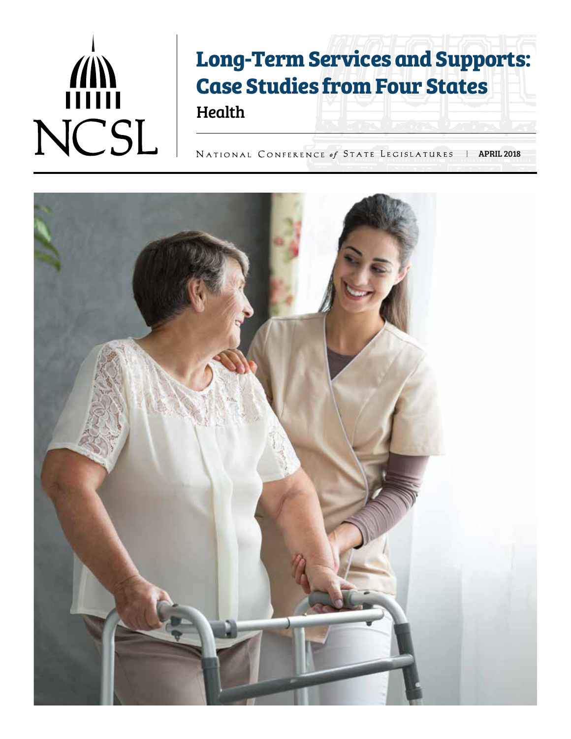NCSL

# Long-Term Services and Supports: Case Studies from Four States

## Health

NATIONAL CONFERENCE *of* STATE LEGISLATURES | APRIL 2018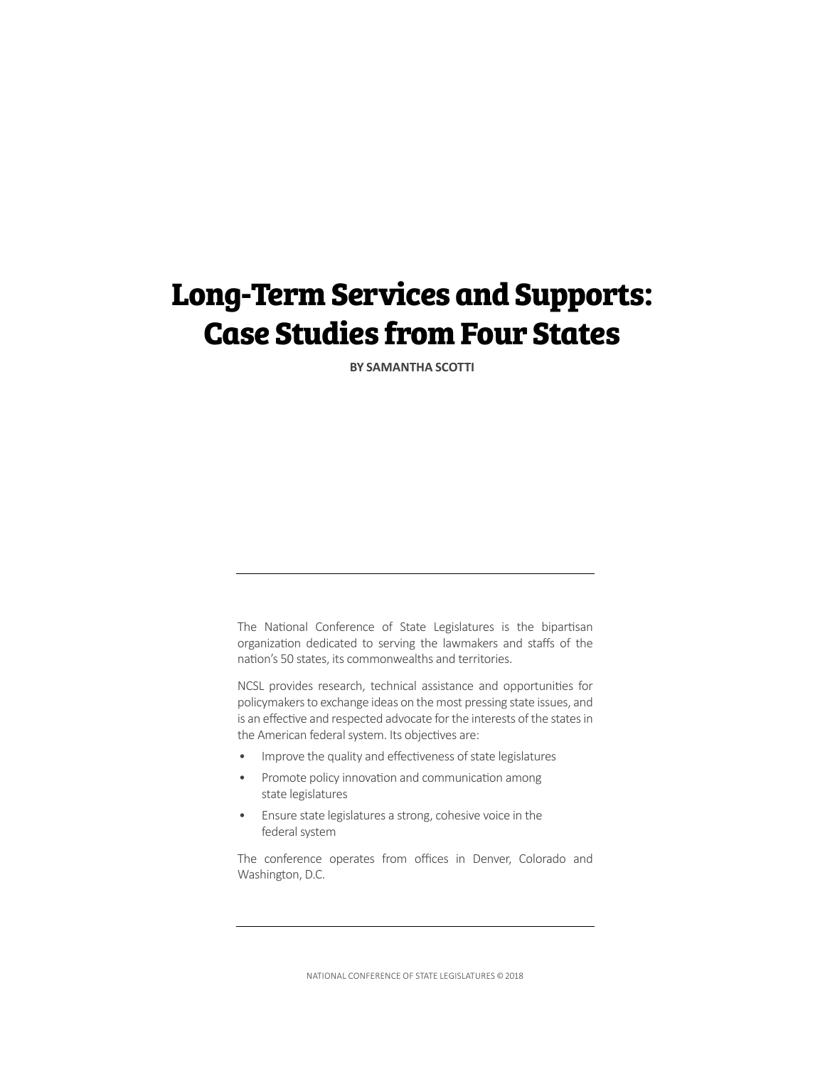# Long-Term Services and Supports: Case Studies from Four States

**BY SAMANTHA SCOTTI**

---

The National Conference of State Legislatures is the bipartisan organization dedicated to serving the lawmakers and staffs of the nation's 50 states, its commonwealths and territories.

NCSL provides research, technical assistance and opportunities for policymakers to exchange ideas on the most pressing state issues, and is an effective and respected advocate for the interests of the states in the American federal system. Its objectives are:

- Improve the quality and effectiveness of state legislatures
- Promote policy innovation and communication among state legislatures
- Ensure state legislatures a strong, cohesive voice in the federal system

The conference operates from offices in Denver, Colorado and Washington, D.C.

---

NATIONAL CONFERENCE OF STATE LEGISLATURES © 2018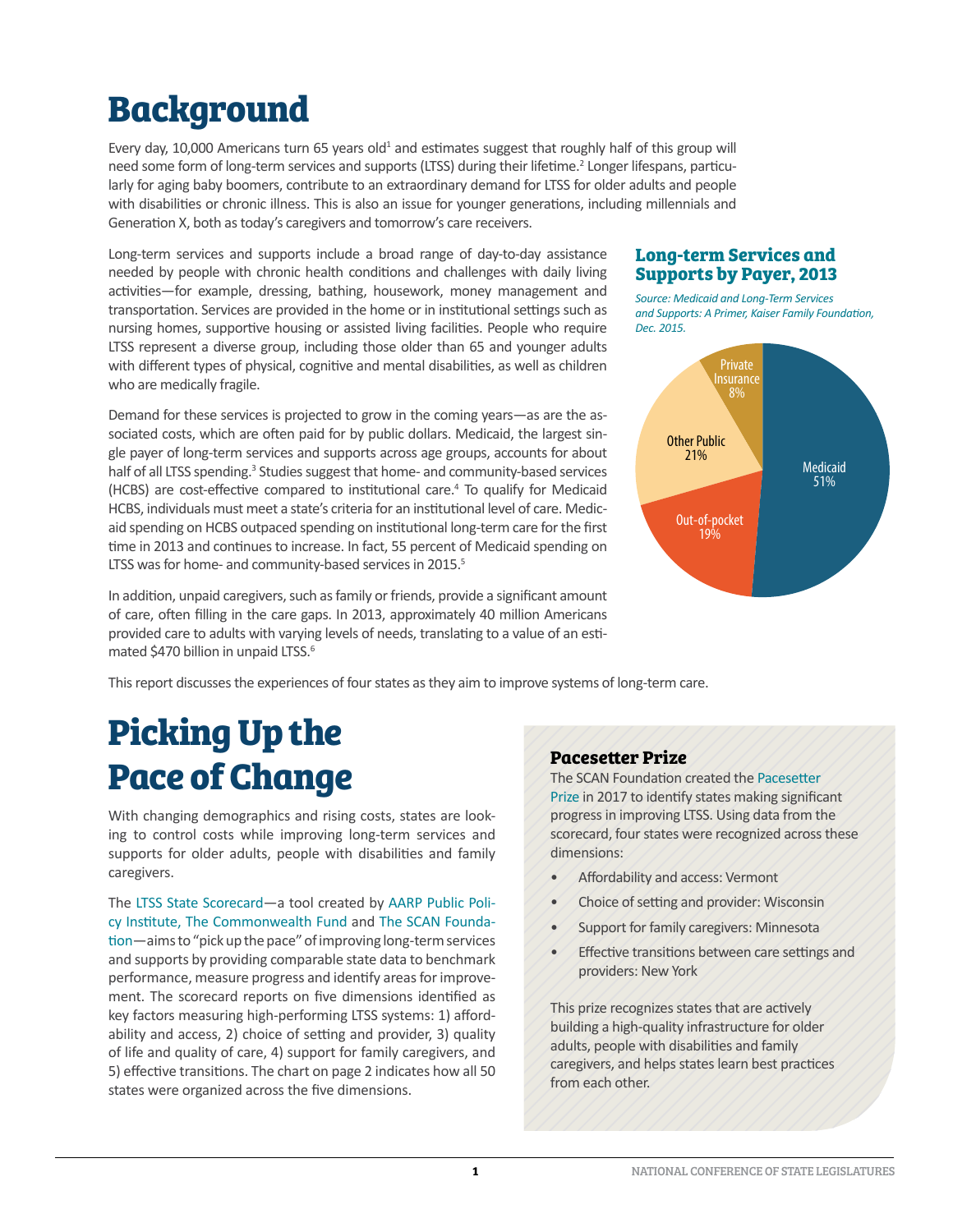# Background

Every day, 10,000 Americans turn 65 years old[1] and estimates suggest that roughly half of this group will need some form of long-term services and supports (LTSS) during their lifetime.[2] Longer lifespans, particularly for aging baby boomers, contribute to an extraordinary demand for LTSS for older adults and people with disabilities or chronic illness. This is also an issue for younger generations, including millennials and Generation X, both as today's caregivers and tomorrow's care receivers.

Long-term services and supports include a broad range of day-to-day assistance needed by people with chronic health conditions and challenges with daily living activities—for example, dressing, bathing, housework, money management and transportation. Services are provided in the home or in institutional settings such as nursing homes, supportive housing or assisted living facilities. People who require LTSS represent a diverse group, including those older than 65 and younger adults with different types of physical, cognitive and mental disabilities, as well as children who are medically fragile.

Demand for these services is projected to grow in the coming years—as are the associated costs, which are often paid for by public dollars. Medicaid, the largest single payer of long-term services and supports across age groups, accounts for about half of all LTSS spending.[3] Studies suggest that home- and community-based services (HCBS) are cost-effective compared to institutional care.[4] To qualify for Medicaid HCBS, individuals must meet a state's criteria for an institutional level of care. Medicaid spending on HCBS outpaced spending on institutional long-term care for the first time in 2013 and continues to increase. In fact, 55 percent of Medicaid spending on LTSS was for home- and community-based services in 2015.[5]

In addition, unpaid caregivers, such as family or friends, provide a significant amount of care, often filling in the care gaps. In 2013, approximately 40 million Americans provided care to adults with varying levels of needs, translating to a value of an estimated $470 billion in unpaid LTSS.[6]

### Long-term Services and Supports by Payer, 2013

*Source: Medicaid and Long-Term Services and Supports: A Primer, Kaiser Family Foundation, Dec. 2015.*

| Payer | Share |
|---|---|
| Medicaid | 51% |
| Other Public | 21% |
| Out-of-pocket | 19% |
| Private Insurance | 8% |

This report discusses the experiences of four states as they aim to improve systems of long-term care.

# Picking Up the Pace of Change

With changing demographics and rising costs, states are looking to control costs while improving long-term services and supports for older adults, people with disabilities and family caregivers.

The LTSS State Scorecard—a tool created by AARP Public Policy Institute, The Commonwealth Fund and The SCAN Foundation—aims to "pick up the pace" of improving long-term services and supports by providing comparable state data to benchmark performance, measure progress and identify areas for improvement. The scorecard reports on five dimensions identified as key factors measuring high-performing LTSS systems: 1) affordability and access, 2) choice of setting and provider, 3) quality of life and quality of care, 4) support for family caregivers, and 5) effective transitions. The chart on page 2 indicates how all 50 states were organized across the five dimensions.

### Pacesetter Prize

The SCAN Foundation created the Pacesetter Prize in 2017 to identify states making significant progress in improving LTSS. Using data from the scorecard, four states were recognized across these dimensions:

- Affordability and access: Vermont
- Choice of setting and provider: Wisconsin
- Support for family caregivers: Minnesota
- Effective transitions between care settings and providers: New York

This prize recognizes states that are actively building a high-quality infrastructure for older adults, people with disabilities and family caregivers, and helps states learn best practices from each other.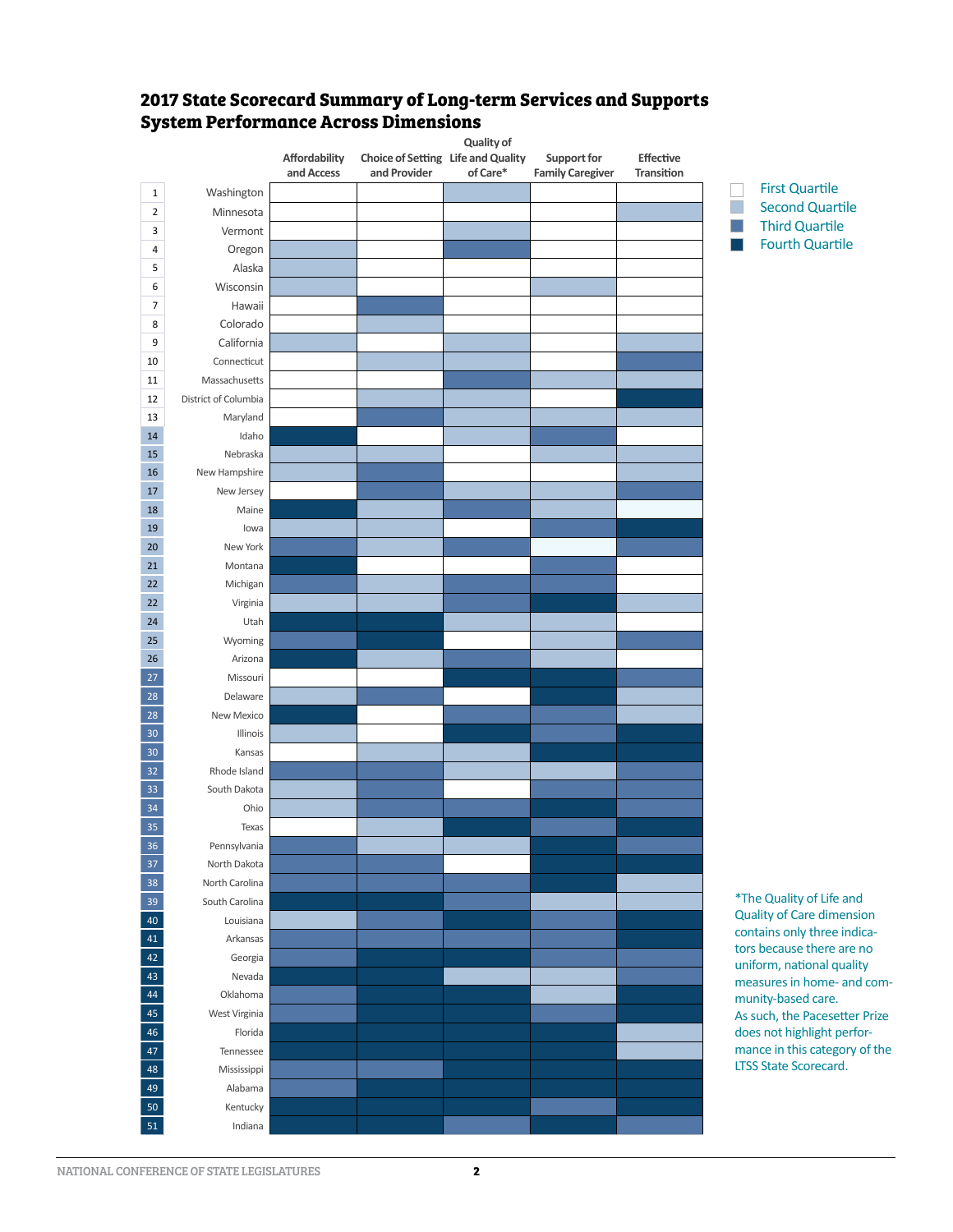# 2017 State Scorecard Summary of Long-term Services and Supports System Performance Across Dimensions

Cell values indicate the quartile shown in each cell.

| Rank | State | Affordability and Access | Choice of Setting and Provider | Quality of Life and Quality of Care* | Support for Family Caregiver | Effective Transition |
|---|---|---|---|---|---|---|
| 1 | Washington | First Quartile | First Quartile | Second Quartile | First Quartile | First Quartile |
| 2 | Minnesota | First Quartile | First Quartile | First Quartile | First Quartile | Second Quartile |
| 3 | Vermont | First Quartile | First Quartile | Second Quartile | First Quartile | First Quartile |
| 4 | Oregon | Second Quartile | First Quartile | Third Quartile | First Quartile | First Quartile |
| 5 | Alaska | Second Quartile | First Quartile | First Quartile | First Quartile | First Quartile |
| 6 | Wisconsin | Second Quartile | First Quartile | First Quartile | Second Quartile | First Quartile |
| 7 | Hawaii | First Quartile | Third Quartile | First Quartile | First Quartile | First Quartile |
| 8 | Colorado | First Quartile | Second Quartile | First Quartile | First Quartile | First Quartile |
| 9 | California | Second Quartile | First Quartile | Second Quartile | First Quartile | Second Quartile |
| 10 | Connecticut | First Quartile | Second Quartile | Second Quartile | First Quartile | Third Quartile |
| 11 | Massachusetts | First Quartile | First Quartile | Third Quartile | Second Quartile | Second Quartile |
| 12 | District of Columbia | First Quartile | Second Quartile | Second Quartile | First Quartile | Fourth Quartile |
| 13 | Maryland | First Quartile | Third Quartile | Second Quartile | Second Quartile | Second Quartile |
| 14 | Idaho | Fourth Quartile | First Quartile | Second Quartile | Third Quartile | First Quartile |
| 15 | Nebraska | Second Quartile | Second Quartile | First Quartile | Second Quartile | Second Quartile |
| 16 | New Hampshire | Second Quartile | Third Quartile | First Quartile | First Quartile | Second Quartile |
| 17 | New Jersey | First Quartile | Third Quartile | Second Quartile | Second Quartile | Third Quartile |
| 18 | Maine | Fourth Quartile | Second Quartile | Third Quartile | Second Quartile | First Quartile |
| 19 | Iowa | Second Quartile | Second Quartile | First Quartile | Third Quartile | Fourth Quartile |
| 20 | New York | Third Quartile | Second Quartile | Third Quartile | First Quartile | Third Quartile |
| 21 | Montana | Fourth Quartile | First Quartile | First Quartile | Third Quartile | First Quartile |
| 22 | Michigan | Third Quartile | Second Quartile | Third Quartile | Third Quartile | First Quartile |
| 22 | Virginia | Second Quartile | Second Quartile | Third Quartile | Fourth Quartile | Second Quartile |
| 24 | Utah | Fourth Quartile | Fourth Quartile | Second Quartile | Second Quartile | First Quartile |
| 25 | Wyoming | Third Quartile | Fourth Quartile | First Quartile | Second Quartile | Third Quartile |
| 26 | Arizona | Fourth Quartile | Second Quartile | Third Quartile | Second Quartile | First Quartile |
| 27 | Missouri | First Quartile | First Quartile | Fourth Quartile | Fourth Quartile | Third Quartile |
| 28 | Delaware | Second Quartile | Third Quartile | First Quartile | Fourth Quartile | Second Quartile |
| 28 | New Mexico | Fourth Quartile | First Quartile | Third Quartile | Third Quartile | Second Quartile |
| 30 | Illinois | Second Quartile | First Quartile | Fourth Quartile | Third Quartile | Fourth Quartile |
| 30 | Kansas | First Quartile | Second Quartile | Second Quartile | Fourth Quartile | Fourth Quartile |
| 32 | Rhode Island | Third Quartile | Third Quartile | Second Quartile | Second Quartile | Third Quartile |
| 33 | South Dakota | Second Quartile | Third Quartile | First Quartile | Third Quartile | Third Quartile |
| 34 | Ohio | Second Quartile | Third Quartile | Third Quartile | Fourth Quartile | Third Quartile |
| 35 | Texas | First Quartile | Second Quartile | Fourth Quartile | Third Quartile | Fourth Quartile |
| 36 | Pennsylvania | Third Quartile | Second Quartile | Second Quartile | Fourth Quartile | Third Quartile |
| 37 | North Dakota | Third Quartile | Third Quartile | First Quartile | Fourth Quartile | Fourth Quartile |
| 38 | North Carolina | Third Quartile | Third Quartile | Third Quartile | Fourth Quartile | Second Quartile |
| 39 | South Carolina | Fourth Quartile | Fourth Quartile | Third Quartile | Second Quartile | Second Quartile |
| 40 | Louisiana | Second Quartile | Third Quartile | Fourth Quartile | Third Quartile | Fourth Quartile |
| 41 | Arkansas | Third Quartile | Third Quartile | Third Quartile | Third Quartile | Fourth Quartile |
| 42 | Georgia | Third Quartile | Fourth Quartile | Fourth Quartile | Third Quartile | Third Quartile |
| 43 | Nevada | Fourth Quartile | Fourth Quartile | Second Quartile | Second Quartile | Third Quartile |
| 44 | Oklahoma | Third Quartile | Fourth Quartile | Fourth Quartile | Second Quartile | Fourth Quartile |
| 45 | West Virginia | Third Quartile | Fourth Quartile | Fourth Quartile | Third Quartile | Fourth Quartile |
| 46 | Florida | Fourth Quartile | Fourth Quartile | Fourth Quartile | Third Quartile | Second Quartile |
| 47 | Tennessee | Fourth Quartile | Fourth Quartile | Fourth Quartile | Fourth Quartile | Second Quartile |
| 48 | Mississippi | Third Quartile | Third Quartile | Fourth Quartile | Fourth Quartile | Fourth Quartile |
| 49 | Alabama | Third Quartile | Fourth Quartile | Fourth Quartile | Fourth Quartile | Fourth Quartile |
| 50 | Kentucky | Fourth Quartile | Fourth Quartile | Fourth Quartile | Third Quartile | Fourth Quartile |
| 51 | Indiana | Fourth Quartile | Fourth Quartile | Third Quartile | Fourth Quartile | Third Quartile |

Legend: First Quartile; Second Quartile; Third Quartile; Fourth Quartile

*The Quality of Life and Quality of Care dimension contains only three indicators because there are no uniform, national quality measures in home- and community-based care. As such, the Pacesetter Prize does not highlight performance in this category of the LTSS State Scorecard.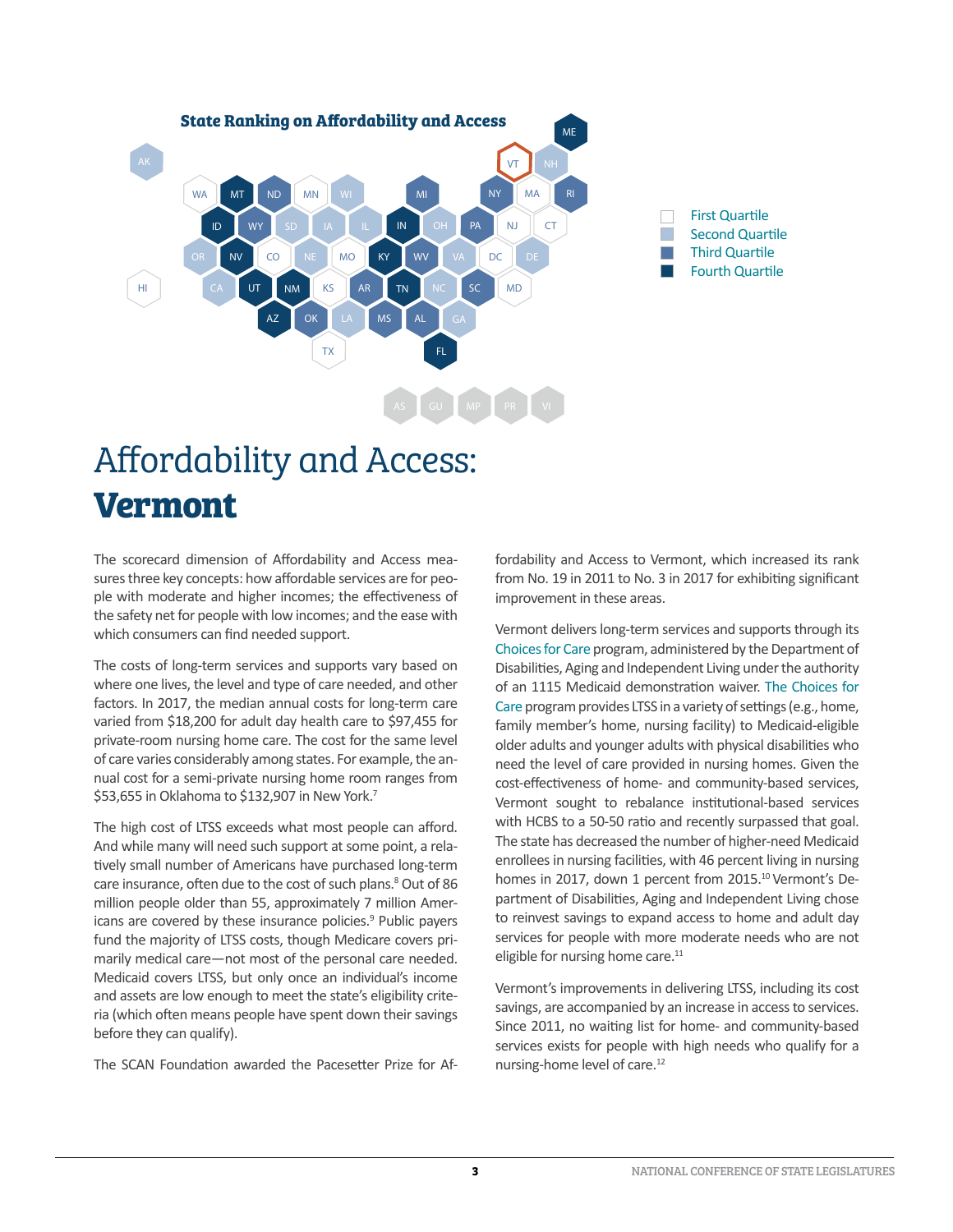State Ranking on Affordability and Access

- First Quartile
- Second Quartile
- Third Quartile
- Fourth Quartile

# Affordability and Access: **Vermont**

The scorecard dimension of Affordability and Access measures three key concepts: how affordable services are for people with moderate and higher incomes; the effectiveness of the safety net for people with low incomes; and the ease with which consumers can find needed support.

The costs of long-term services and supports vary based on where one lives, the level and type of care needed, and other factors. In 2017, the median annual costs for long-term care varied from $18,200 for adult day health care to $97,455 for private-room nursing home care. The cost for the same level of care varies considerably among states. For example, the annual cost for a semi-private nursing home room ranges from $53,655 in Oklahoma to $132,907 in New York.[7]

The high cost of LTSS exceeds what most people can afford. And while many will need such support at some point, a relatively small number of Americans have purchased long-term care insurance, often due to the cost of such plans.[8] Out of 86 million people older than 55, approximately 7 million Americans are covered by these insurance policies.[9] Public payers fund the majority of LTSS costs, though Medicare covers primarily medical care—not most of the personal care needed. Medicaid covers LTSS, but only once an individual's income and assets are low enough to meet the state's eligibility criteria (which often means people have spent down their savings before they can qualify).

The SCAN Foundation awarded the Pacesetter Prize for Affordability and Access to Vermont, which increased its rank from No. 19 in 2011 to No. 3 in 2017 for exhibiting significant improvement in these areas.

Vermont delivers long-term services and supports through its Choices for Care program, administered by the Department of Disabilities, Aging and Independent Living under the authority of an 1115 Medicaid demonstration waiver. The Choices for Care program provides LTSS in a variety of settings (e.g., home, family member's home, nursing facility) to Medicaid-eligible older adults and younger adults with physical disabilities who need the level of care provided in nursing homes. Given the cost-effectiveness of home- and community-based services, Vermont sought to rebalance institutional-based services with HCBS to a 50-50 ratio and recently surpassed that goal. The state has decreased the number of higher-need Medicaid enrollees in nursing facilities, with 46 percent living in nursing homes in 2017, down 1 percent from 2015.[10] Vermont's Department of Disabilities, Aging and Independent Living chose to reinvest savings to expand access to home and adult day services for people with more moderate needs who are not eligible for nursing home care.[11]

Vermont's improvements in delivering LTSS, including its cost savings, are accompanied by an increase in access to services. Since 2011, no waiting list for home- and community-based services exists for people with high needs who qualify for a nursing-home level of care.[12]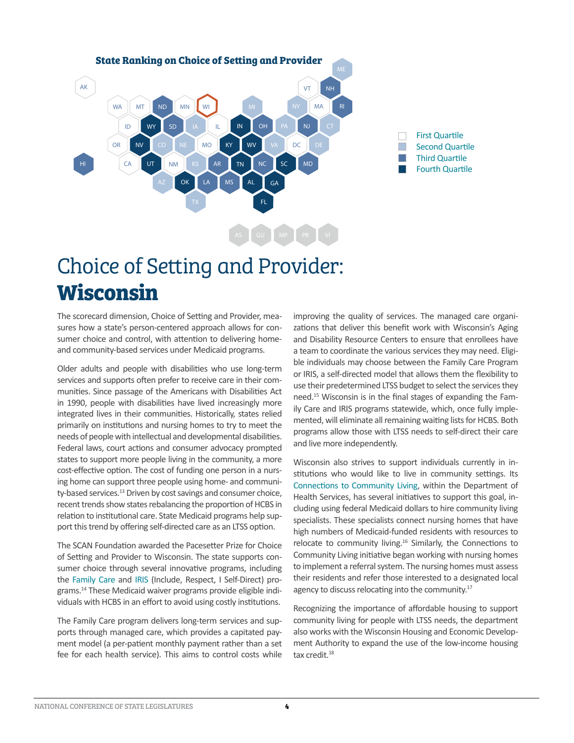### State Ranking on Choice of Setting and Provider

- First Quartile
- Second Quartile
- Third Quartile
- Fourth Quartile

# Choice of Setting and Provider: **Wisconsin**

The scorecard dimension, Choice of Setting and Provider, measures how a state's person-centered approach allows for consumer choice and control, with attention to delivering home- and community-based services under Medicaid programs.

Older adults and people with disabilities who use long-term services and supports often prefer to receive care in their communities. Since passage of the Americans with Disabilities Act in 1990, people with disabilities have lived increasingly more integrated lives in their communities. Historically, states relied primarily on institutions and nursing homes to try to meet the needs of people with intellectual and developmental disabilities. Federal laws, court actions and consumer advocacy prompted states to support more people living in the community, a more cost-effective option. The cost of funding one person in a nursing home can support three people using home- and community-based services.[13] Driven by cost savings and consumer choice, recent trends show states rebalancing the proportion of HCBS in relation to institutional care. State Medicaid programs help support this trend by offering self-directed care as an LTSS option.

The SCAN Foundation awarded the Pacesetter Prize for Choice of Setting and Provider to Wisconsin. The state supports consumer choice through several innovative programs, including the Family Care and IRIS (Include, Respect, I Self-Direct) programs.[14] These Medicaid waiver programs provide eligible individuals with HCBS in an effort to avoid using costly institutions.

The Family Care program delivers long-term services and supports through managed care, which provides a capitated payment model (a per-patient monthly payment rather than a set fee for each health service). This aims to control costs while improving the quality of services. The managed care organizations that deliver this benefit work with Wisconsin's Aging and Disability Resource Centers to ensure that enrollees have a team to coordinate the various services they may need. Eligible individuals may choose between the Family Care Program or IRIS, a self-directed model that allows them the flexibility to use their predetermined LTSS budget to select the services they need.[15] Wisconsin is in the final stages of expanding the Family Care and IRIS programs statewide, which, once fully implemented, will eliminate all remaining waiting lists for HCBS. Both programs allow those with LTSS needs to self-direct their care and live more independently.

Wisconsin also strives to support individuals currently in institutions who would like to live in community settings. Its Connections to Community Living, within the Department of Health Services, has several initiatives to support this goal, including using federal Medicaid dollars to hire community living specialists. These specialists connect nursing homes that have high numbers of Medicaid-funded residents with resources to relocate to community living.[16] Similarly, the Connections to Community Living initiative began working with nursing homes to implement a referral system. The nursing homes must assess their residents and refer those interested to a designated local agency to discuss relocating into the community.[17]

Recognizing the importance of affordable housing to support community living for people with LTSS needs, the department also works with the Wisconsin Housing and Economic Development Authority to expand the use of the low-income housing tax credit.[18]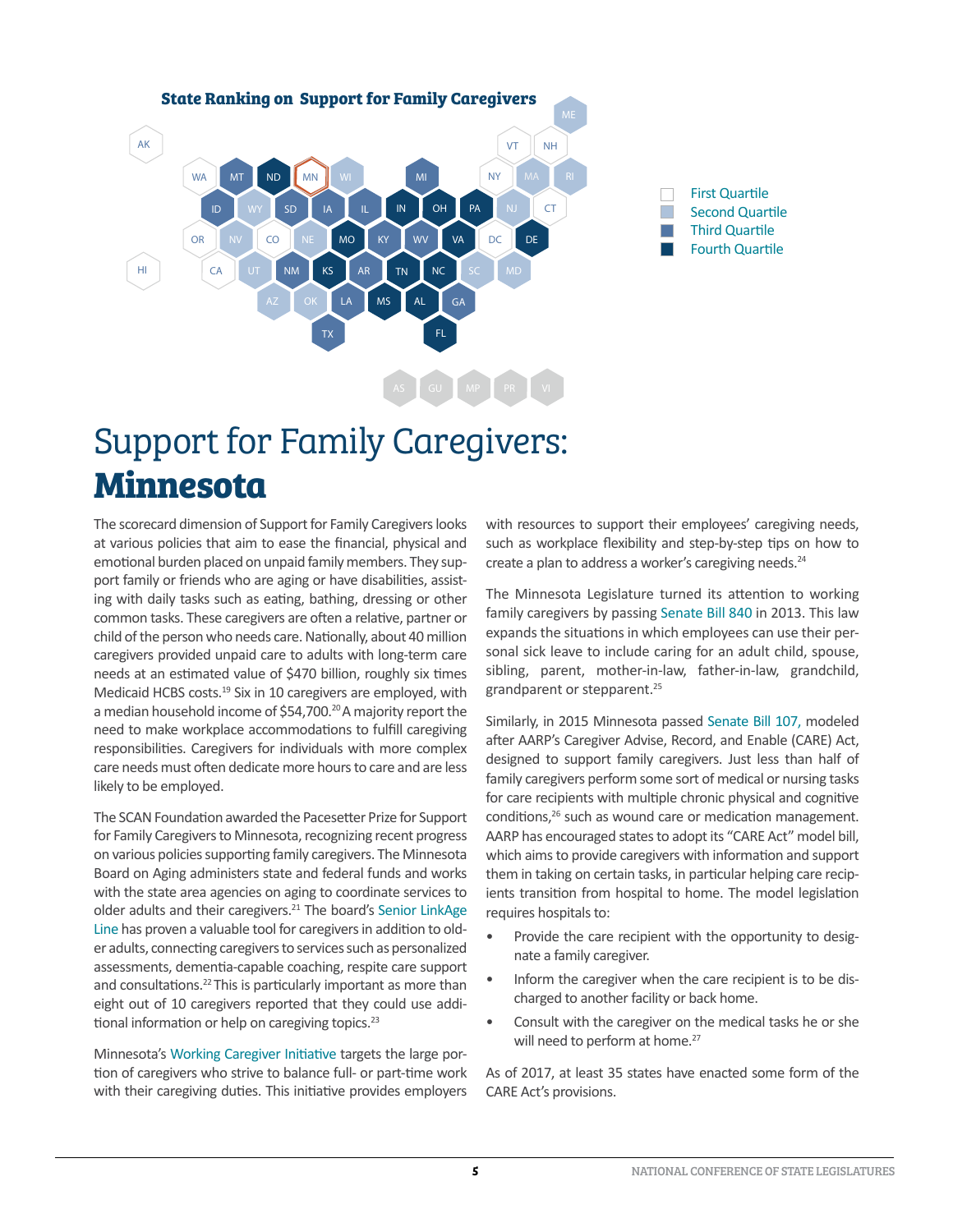**State Ranking on Support for Family Caregivers**

- First Quartile
- Second Quartile
- Third Quartile
- Fourth Quartile

# Support for Family Caregivers: **Minnesota**

The scorecard dimension of Support for Family Caregivers looks at various policies that aim to ease the financial, physical and emotional burden placed on unpaid family members. They support family or friends who are aging or have disabilities, assisting with daily tasks such as eating, bathing, dressing or other common tasks. These caregivers are often a relative, partner or child of the person who needs care. Nationally, about 40 million caregivers provided unpaid care to adults with long-term care needs at an estimated value of $470 billion, roughly six times Medicaid HCBS costs.[19] Six in 10 caregivers are employed, with a median household income of $54,700.[20] A majority report the need to make workplace accommodations to fulfill caregiving responsibilities. Caregivers for individuals with more complex care needs must often dedicate more hours to care and are less likely to be employed.

The SCAN Foundation awarded the Pacesetter Prize for Support for Family Caregivers to Minnesota, recognizing recent progress on various policies supporting family caregivers. The Minnesota Board on Aging administers state and federal funds and works with the state area agencies on aging to coordinate services to older adults and their caregivers.[21] The board's Senior LinkAge Line has proven a valuable tool for caregivers in addition to older adults, connecting caregivers to services such as personalized assessments, dementia-capable coaching, respite care support and consultations.[22] This is particularly important as more than eight out of 10 caregivers reported that they could use additional information or help on caregiving topics.[23]

Minnesota's Working Caregiver Initiative targets the large portion of caregivers who strive to balance full- or part-time work with their caregiving duties. This initiative provides employers with resources to support their employees' caregiving needs, such as workplace flexibility and step-by-step tips on how to create a plan to address a worker's caregiving needs.[24]

The Minnesota Legislature turned its attention to working family caregivers by passing Senate Bill 840 in 2013. This law expands the situations in which employees can use their personal sick leave to include caring for an adult child, spouse, sibling, parent, mother-in-law, father-in-law, grandchild, grandparent or stepparent.[25]

Similarly, in 2015 Minnesota passed Senate Bill 107, modeled after AARP's Caregiver Advise, Record, and Enable (CARE) Act, designed to support family caregivers. Just less than half of family caregivers perform some sort of medical or nursing tasks for care recipients with multiple chronic physical and cognitive conditions,[26] such as wound care or medication management. AARP has encouraged states to adopt its "CARE Act" model bill, which aims to provide caregivers with information and support them in taking on certain tasks, in particular helping care recipients transition from hospital to home. The model legislation requires hospitals to:

- Provide the care recipient with the opportunity to designate a family caregiver.
- Inform the caregiver when the care recipient is to be discharged to another facility or back home.
- Consult with the caregiver on the medical tasks he or she will need to perform at home.[27]

As of 2017, at least 35 states have enacted some form of the CARE Act's provisions.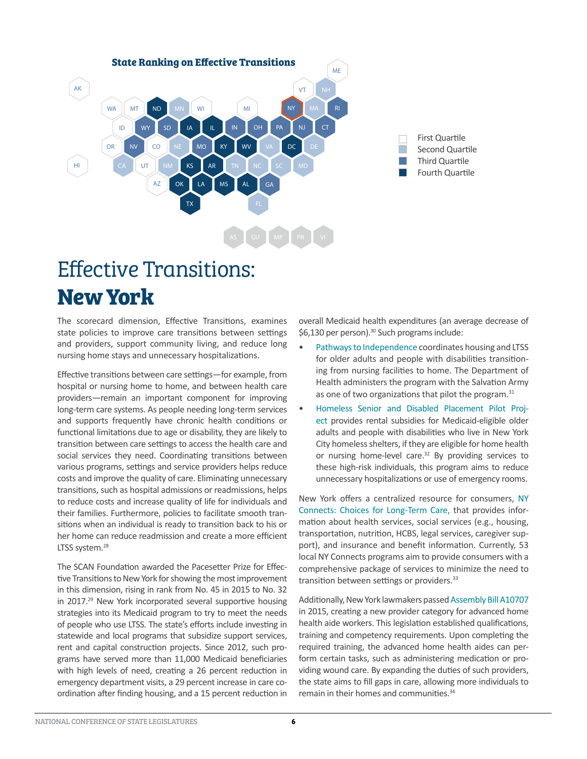## State Ranking on Effective Transitions

- First Quartile
- Second Quartile
- Third Quartile
- Fourth Quartile

# Effective Transitions: **New York**

The scorecard dimension, Effective Transitions, examines state policies to improve care transitions between settings and providers, support community living, and reduce long nursing home stays and unnecessary hospitalizations.

Effective transitions between care settings—for example, from hospital or nursing home to home, and between health care providers—remain an important component for improving long-term care systems. As people needing long-term services and supports frequently have chronic health conditions or functional limitations due to age or disability, they are likely to transition between care settings to access the health care and social services they need. Coordinating transitions between various programs, settings and service providers helps reduce costs and improve the quality of care. Eliminating unnecessary transitions, such as hospital admissions or readmissions, helps to reduce costs and increase quality of life for individuals and their families. Furthermore, policies to facilitate smooth transitions when an individual is ready to transition back to his or her home can reduce readmission and create a more efficient LTSS system.[28]

The SCAN Foundation awarded the Pacesetter Prize for Effective Transitions to New York for showing the most improvement in this dimension, rising in rank from No. 45 in 2015 to No. 32 in 2017.[29] New York incorporated several supportive housing strategies into its Medicaid program to try to meet the needs of people who use LTSS. The state's efforts include investing in statewide and local programs that subsidize support services, rent and capital construction projects. Since 2012, such programs have served more than 11,000 Medicaid beneficiaries with high levels of need, creating a 26 percent reduction in emergency department visits, a 29 percent increase in care coordination after finding housing, and a 15 percent reduction in overall Medicaid health expenditures (an average decrease of $6,130 per person).[30] Such programs include:

- Pathways to Independence coordinates housing and LTSS for older adults and people with disabilities transitioning from nursing facilities to home. The Department of Health administers the program with the Salvation Army as one of two organizations that pilot the program.[31]
- Homeless Senior and Disabled Placement Pilot Project provides rental subsidies for Medicaid-eligible older adults and people with disabilities who live in New York City homeless shelters, if they are eligible for home health or nursing home-level care.[32] By providing services to these high-risk individuals, this program aims to reduce unnecessary hospitalizations or use of emergency rooms.

New York offers a centralized resource for consumers, NY Connects: Choices for Long-Term Care, that provides information about health services, social services (e.g., housing, transportation, nutrition, HCBS, legal services, caregiver support), and insurance and benefit information. Currently, 53 local NY Connects programs aim to provide consumers with a comprehensive package of services to minimize the need to transition between settings or providers.[33]

Additionally, New York lawmakers passed Assembly Bill A10707 in 2015, creating a new provider category for advanced home health aide workers. This legislation established qualifications, training and competency requirements. Upon completing the required training, the advanced home health aides can perform certain tasks, such as administering medication or providing wound care. By expanding the duties of such providers, the state aims to fill gaps in care, allowing more individuals to remain in their homes and communities.[34]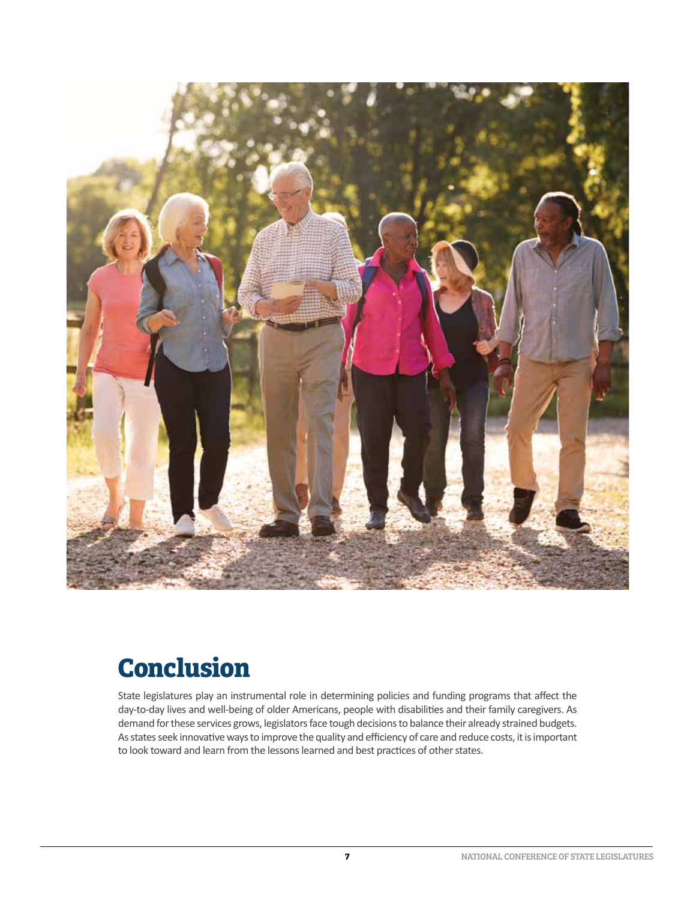# Conclusion

State legislatures play an instrumental role in determining policies and funding programs that affect the day-to-day lives and well-being of older Americans, people with disabilities and their family caregivers. As demand for these services grows, legislators face tough decisions to balance their already strained budgets. As states seek innovative ways to improve the quality and efficiency of care and reduce costs, it is important to look toward and learn from the lessons learned and best practices of other states.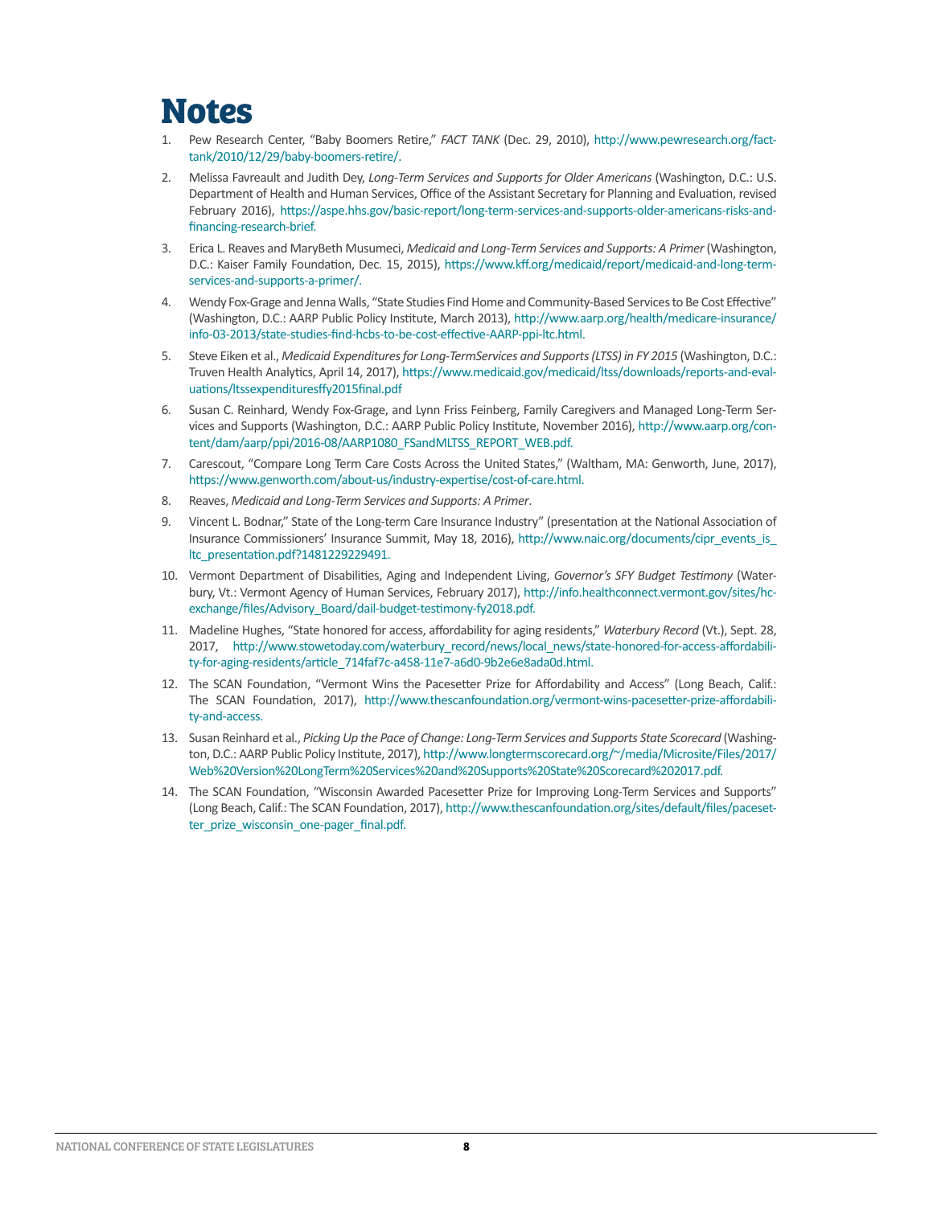# Notes

1. Pew Research Center, "Baby Boomers Retire," *FACT TANK* (Dec. 29, 2010), http://www.pewresearch.org/fact-tank/2010/12/29/baby-boomers-retire/.

2. Melissa Favreault and Judith Dey, *Long-Term Services and Supports for Older Americans* (Washington, D.C.: U.S. Department of Health and Human Services, Office of the Assistant Secretary for Planning and Evaluation, revised February 2016), https://aspe.hhs.gov/basic-report/long-term-services-and-supports-older-americans-risks-and-financing-research-brief.

3. Erica L. Reaves and MaryBeth Musumeci, *Medicaid and Long-Term Services and Supports: A Primer* (Washington, D.C.: Kaiser Family Foundation, Dec. 15, 2015), https://www.kff.org/medicaid/report/medicaid-and-long-term-services-and-supports-a-primer/.

4. Wendy Fox-Grage and Jenna Walls, "State Studies Find Home and Community-Based Services to Be Cost Effective" (Washington, D.C.: AARP Public Policy Institute, March 2013), http://www.aarp.org/health/medicare-insurance/info-03-2013/state-studies-find-hcbs-to-be-cost-effective-AARP-ppi-ltc.html.

5. Steve Eiken et al., *Medicaid Expenditures for Long-TermServices and Supports (LTSS) in FY 2015* (Washington, D.C.: Truven Health Analytics, April 14, 2017), https://www.medicaid.gov/medicaid/ltss/downloads/reports-and-evaluations/ltssexpendituresffy2015final.pdf

6. Susan C. Reinhard, Wendy Fox-Grage, and Lynn Friss Feinberg, Family Caregivers and Managed Long-Term Services and Supports (Washington, D.C.: AARP Public Policy Institute, November 2016), http://www.aarp.org/content/dam/aarp/ppi/2016-08/AARP1080_FSandMLTSS_REPORT_WEB.pdf.

7. Carescout, "Compare Long Term Care Costs Across the United States," (Waltham, MA: Genworth, June, 2017), https://www.genworth.com/about-us/industry-expertise/cost-of-care.html.

8. Reaves, *Medicaid and Long-Term Services and Supports: A Primer*.

9. Vincent L. Bodnar," State of the Long-term Care Insurance Industry" (presentation at the National Association of Insurance Commissioners' Insurance Summit, May 18, 2016), http://www.naic.org/documents/cipr_events_is_ltc_presentation.pdf?1481229229491.

10. Vermont Department of Disabilities, Aging and Independent Living, *Governor's SFY Budget Testimony* (Waterbury, Vt.: Vermont Agency of Human Services, February 2017), http://info.healthconnect.vermont.gov/sites/hcexchange/files/Advisory_Board/dail-budget-testimony-fy2018.pdf.

11. Madeline Hughes, "State honored for access, affordability for aging residents," *Waterbury Record* (Vt.), Sept. 28, 2017, http://www.stowetoday.com/waterbury_record/news/local_news/state-honored-for-access-affordability-for-aging-residents/article_714faf7c-a458-11e7-a6d0-9b2e6e8ada0d.html.

12. The SCAN Foundation, "Vermont Wins the Pacesetter Prize for Affordability and Access" (Long Beach, Calif.: The SCAN Foundation, 2017), http://www.thescanfoundation.org/vermont-wins-pacesetter-prize-affordability-and-access.

13. Susan Reinhard et al., *Picking Up the Pace of Change: Long-Term Services and Supports State Scorecard* (Washington, D.C.: AARP Public Policy Institute, 2017), http://www.longtermscorecard.org/~/media/Microsite/Files/2017/Web%20Version%20LongTerm%20Services%20and%20Supports%20State%20Scorecard%202017.pdf.

14. The SCAN Foundation, "Wisconsin Awarded Pacesetter Prize for Improving Long-Term Services and Supports" (Long Beach, Calif.: The SCAN Foundation, 2017), http://www.thescanfoundation.org/sites/default/files/pacesetter_prize_wisconsin_one-pager_final.pdf.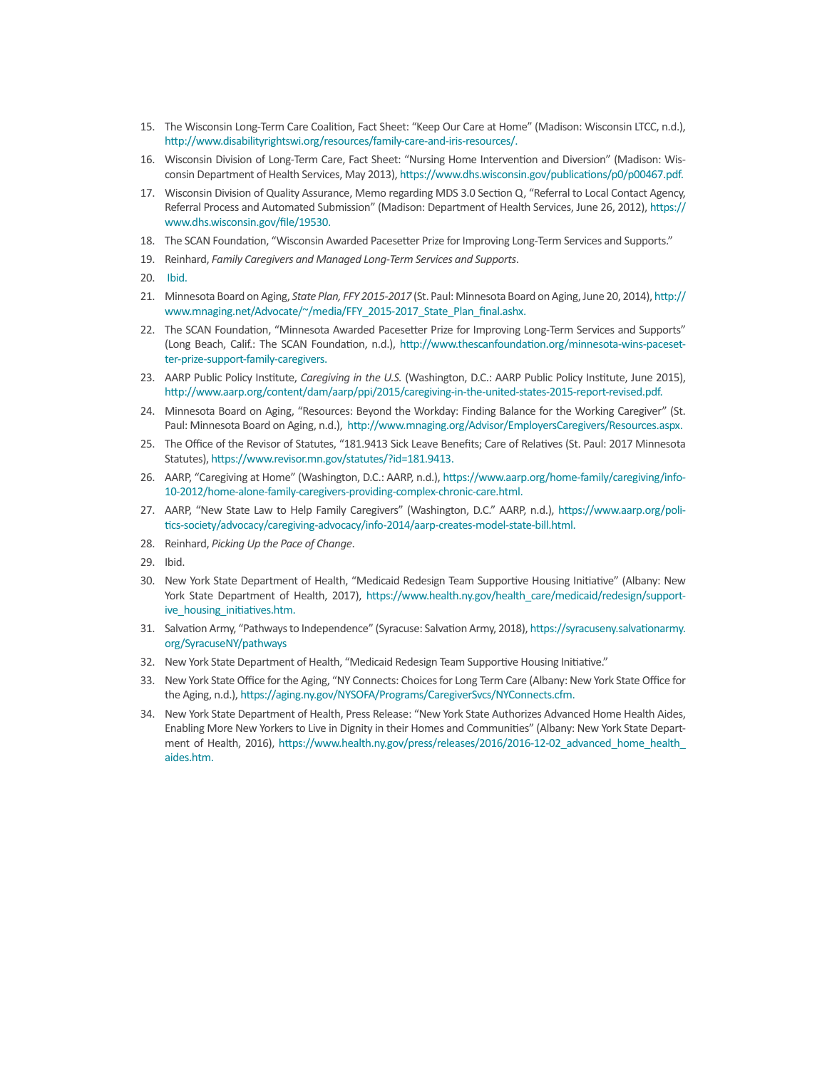15. The Wisconsin Long-Term Care Coalition, Fact Sheet: "Keep Our Care at Home" (Madison: Wisconsin LTCC, n.d.), http://www.disabilityrightswi.org/resources/family-care-and-iris-resources/.
16. Wisconsin Division of Long-Term Care, Fact Sheet: "Nursing Home Intervention and Diversion" (Madison: Wisconsin Department of Health Services, May 2013), https://www.dhs.wisconsin.gov/publications/p0/p00467.pdf.
17. Wisconsin Division of Quality Assurance, Memo regarding MDS 3.0 Section Q, "Referral to Local Contact Agency, Referral Process and Automated Submission" (Madison: Department of Health Services, June 26, 2012), https://www.dhs.wisconsin.gov/file/19530.
18. The SCAN Foundation, "Wisconsin Awarded Pacesetter Prize for Improving Long-Term Services and Supports."
19. Reinhard, *Family Caregivers and Managed Long-Term Services and Supports*.
20. Ibid.
21. Minnesota Board on Aging, *State Plan, FFY 2015-2017* (St. Paul: Minnesota Board on Aging, June 20, 2014), http://www.mnaging.net/Advocate/~/media/FFY_2015-2017_State_Plan_final.ashx.
22. The SCAN Foundation, "Minnesota Awarded Pacesetter Prize for Improving Long-Term Services and Supports" (Long Beach, Calif.: The SCAN Foundation, n.d.), http://www.thescanfoundation.org/minnesota-wins-pacesetter-prize-support-family-caregivers.
23. AARP Public Policy Institute, *Caregiving in the U.S.* (Washington, D.C.: AARP Public Policy Institute, June 2015), http://www.aarp.org/content/dam/aarp/ppi/2015/caregiving-in-the-united-states-2015-report-revised.pdf.
24. Minnesota Board on Aging, "Resources: Beyond the Workday: Finding Balance for the Working Caregiver" (St. Paul: Minnesota Board on Aging, n.d.), http://www.mnaging.org/Advisor/EmployersCaregivers/Resources.aspx.
25. The Office of the Revisor of Statutes, "181.9413 Sick Leave Benefits; Care of Relatives (St. Paul: 2017 Minnesota Statutes), https://www.revisor.mn.gov/statutes/?id=181.9413.
26. AARP, "Caregiving at Home" (Washington, D.C.: AARP, n.d.), https://www.aarp.org/home-family/caregiving/info-10-2012/home-alone-family-caregivers-providing-complex-chronic-care.html.
27. AARP, "New State Law to Help Family Caregivers" (Washington, D.C." AARP, n.d.), https://www.aarp.org/politics-society/advocacy/caregiving-advocacy/info-2014/aarp-creates-model-state-bill.html.
28. Reinhard, *Picking Up the Pace of Change*.
29. Ibid.
30. New York State Department of Health, "Medicaid Redesign Team Supportive Housing Initiative" (Albany: New York State Department of Health, 2017), https://www.health.ny.gov/health_care/medicaid/redesign/supportive_housing_initiatives.htm.
31. Salvation Army, "Pathways to Independence" (Syracuse: Salvation Army, 2018), https://syracuseny.salvationarmy.org/SyracuseNY/pathways
32. New York State Department of Health, "Medicaid Redesign Team Supportive Housing Initiative."
33. New York State Office for the Aging, "NY Connects: Choices for Long Term Care (Albany: New York State Office for the Aging, n.d.), https://aging.ny.gov/NYSOFA/Programs/CaregiverSvcs/NYConnects.cfm.
34. New York State Department of Health, Press Release: "New York State Authorizes Advanced Home Health Aides, Enabling More New Yorkers to Live in Dignity in their Homes and Communities" (Albany: New York State Department of Health, 2016), https://www.health.ny.gov/press/releases/2016/2016-12-02_advanced_home_health_aides.htm.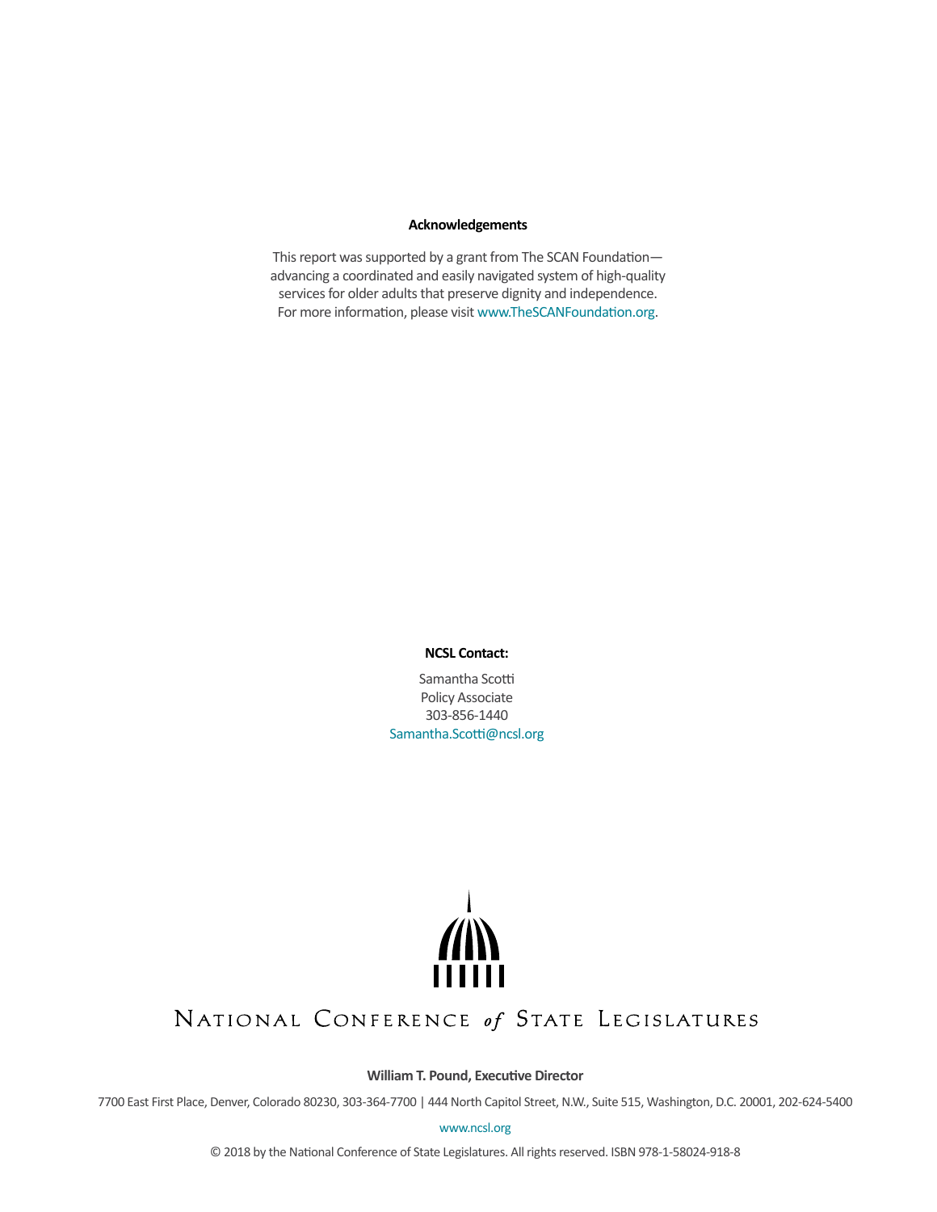**Acknowledgements**

This report was supported by a grant from The SCAN Foundation—advancing a coordinated and easily navigated system of high-quality services for older adults that preserve dignity and independence. For more information, please visit www.TheSCANFoundation.org.

**NCSL Contact:**

Samantha Scotti
Policy Associate
303-856-1440
Samantha.Scotti@ncsl.org

NATIONAL CONFERENCE of STATE LEGISLATURES

**William T. Pound, Executive Director**

7700 East First Place, Denver, Colorado 80230, 303-364-7700 | 444 North Capitol Street, N.W., Suite 515, Washington, D.C. 20001, 202-624-5400

www.ncsl.org

© 2018 by the National Conference of State Legislatures. All rights reserved. ISBN 978-1-58024-918-8